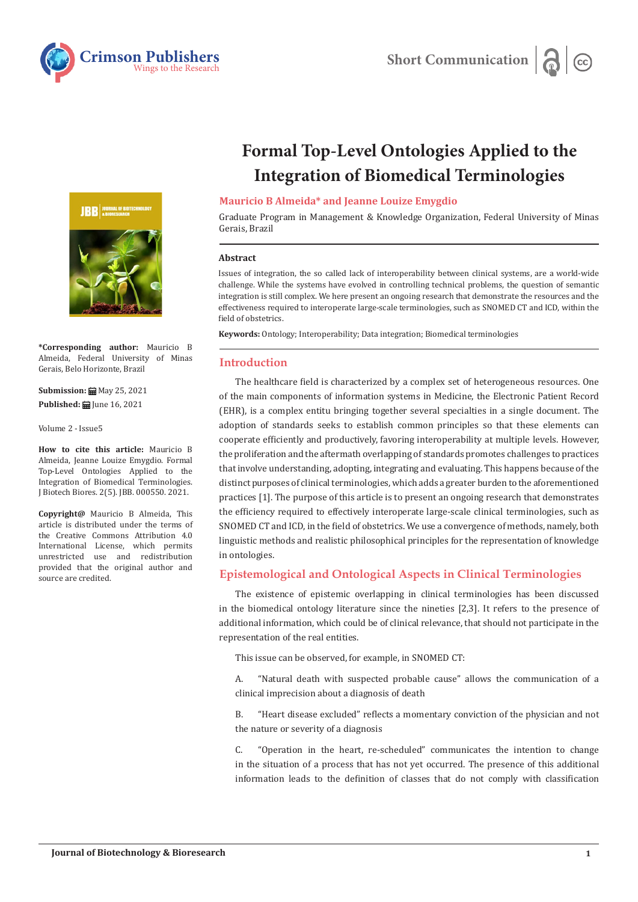Short Communication

# Formal Top-Level Ontologies Applied to the Integration of Biomedical Terminologies

**Mauricio B Almeida* and Jeanne Louize Emygdio**

Graduate Program in Management & Knowledge Organization, Federal University of Minas Gerais, Brazil

**\*Corresponding author:** Mauricio B Almeida, Federal University of Minas Gerais, Belo Horizonte, Brazil

**Submission:** May 25, 2021
**Published:** June 16, 2021

Volume 2 - Issue5

**How to cite this article:** Mauricio B Almeida, Jeanne Louize Emygdio. Formal Top-Level Ontologies Applied to the Integration of Biomedical Terminologies. J Biotech Biores. 2(5). JBB. 000550. 2021.

**Copyright@** Mauricio B Almeida, This article is distributed under the terms of the Creative Commons Attribution 4.0 International License, which permits unrestricted use and redistribution provided that the original author and source are credited.

### Abstract

Issues of integration, the so called lack of interoperability between clinical systems, are a world-wide challenge. While the systems have evolved in controlling technical problems, the question of semantic integration is still complex. We here present an ongoing research that demonstrate the resources and the effectiveness required to interoperate large-scale terminologies, such as SNOMED CT and ICD, within the field of obstetrics.

**Keywords:** Ontology; Interoperability; Data integration; Biomedical terminologies

## Introduction

The healthcare field is characterized by a complex set of heterogeneous resources. One of the main components of information systems in Medicine, the Electronic Patient Record (EHR), is a complex entitu bringing together several specialties in a single document. The adoption of standards seeks to establish common principles so that these elements can cooperate efficiently and productively, favoring interoperability at multiple levels. However, the proliferation and the aftermath overlapping of standards promotes challenges to practices that involve understanding, adopting, integrating and evaluating. This happens because of the distinct purposes of clinical terminologies, which adds a greater burden to the aforementioned practices [1]. The purpose of this article is to present an ongoing research that demonstrates the efficiency required to effectively interoperate large-scale clinical terminologies, such as SNOMED CT and ICD, in the field of obstetrics. We use a convergence of methods, namely, both linguistic methods and realistic philosophical principles for the representation of knowledge in ontologies.

## Epistemological and Ontological Aspects in Clinical Terminologies

The existence of epistemic overlapping in clinical terminologies has been discussed in the biomedical ontology literature since the nineties [2,3]. It refers to the presence of additional information, which could be of clinical relevance, that should not participate in the representation of the real entities.

This issue can be observed, for example, in SNOMED CT:

A. "Natural death with suspected probable cause" allows the communication of a clinical imprecision about a diagnosis of death

B. "Heart disease excluded" reflects a momentary conviction of the physician and not the nature or severity of a diagnosis

C. "Operation in the heart, re-scheduled" communicates the intention to change in the situation of a process that has not yet occurred. The presence of this additional information leads to the definition of classes that do not comply with classification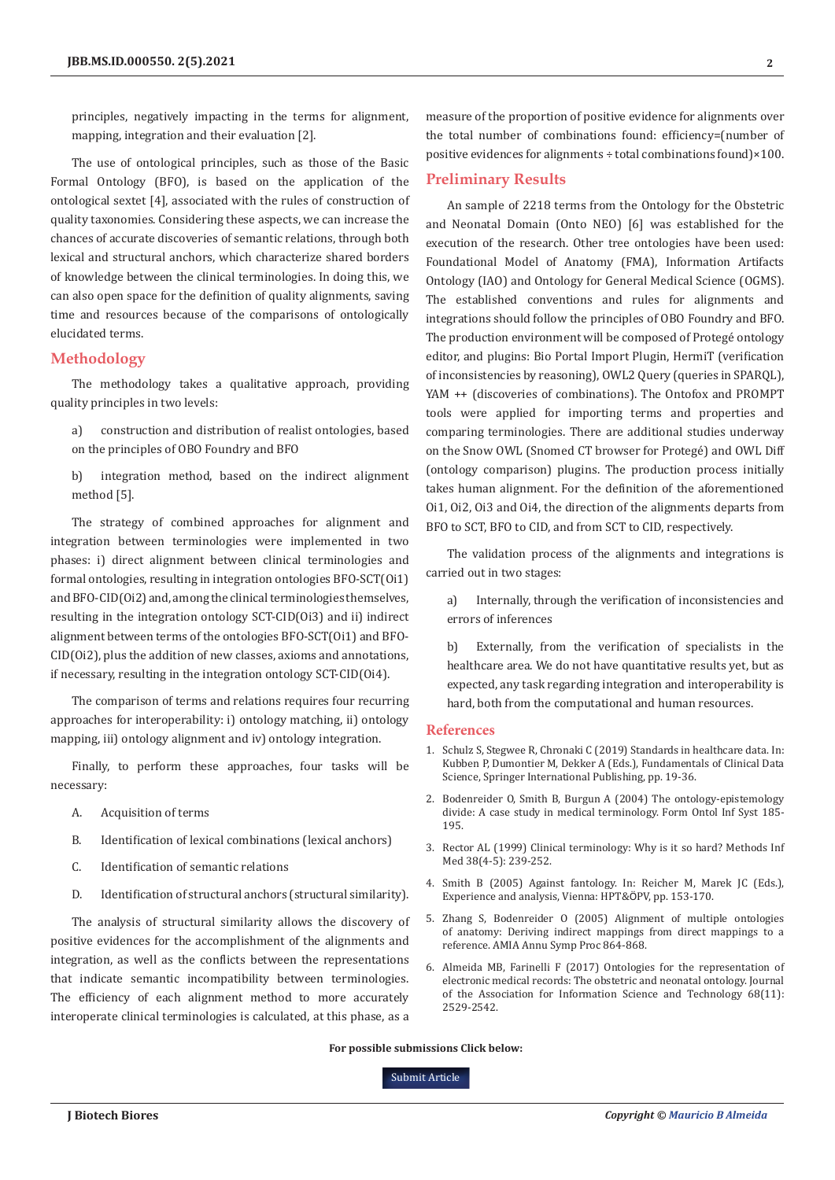principles, negatively impacting in the terms for alignment, mapping, integration and their evaluation [2].

The use of ontological principles, such as those of the Basic Formal Ontology (BFO), is based on the application of the ontological sextet [4], associated with the rules of construction of quality taxonomies. Considering these aspects, we can increase the chances of accurate discoveries of semantic relations, through both lexical and structural anchors, which characterize shared borders of knowledge between the clinical terminologies. In doing this, we can also open space for the definition of quality alignments, saving time and resources because of the comparisons of ontologically elucidated terms.

## Methodology

The methodology takes a qualitative approach, providing quality principles in two levels:

a) construction and distribution of realist ontologies, based on the principles of OBO Foundry and BFO

b) integration method, based on the indirect alignment method [5].

The strategy of combined approaches for alignment and integration between terminologies were implemented in two phases: i) direct alignment between clinical terminologies and formal ontologies, resulting in integration ontologies BFO-SCT(Oi1) and BFO-CID(Oi2) and, among the clinical terminologies themselves, resulting in the integration ontology SCT-CID(Oi3) and ii) indirect alignment between terms of the ontologies BFO-SCT(Oi1) and BFO-CID(Oi2), plus the addition of new classes, axioms and annotations, if necessary, resulting in the integration ontology SCT-CID(Oi4).

The comparison of terms and relations requires four recurring approaches for interoperability: i) ontology matching, ii) ontology mapping, iii) ontology alignment and iv) ontology integration.

Finally, to perform these approaches, four tasks will be necessary:

A. Acquisition of terms

B. Identification of lexical combinations (lexical anchors)

C. Identification of semantic relations

D. Identification of structural anchors (structural similarity).

The analysis of structural similarity allows the discovery of positive evidences for the accomplishment of the alignments and integration, as well as the conflicts between the representations that indicate semantic incompatibility between terminologies. The efficiency of each alignment method to more accurately interoperate clinical terminologies is calculated, at this phase, as a measure of the proportion of positive evidence for alignments over the total number of combinations found: efficiency=(number of positive evidences for alignments ÷ total combinations found)×100.

## Preliminary Results

An sample of 2218 terms from the Ontology for the Obstetric and Neonatal Domain (Onto NEO) [6] was established for the execution of the research. Other tree ontologies have been used: Foundational Model of Anatomy (FMA), Information Artifacts Ontology (IAO) and Ontology for General Medical Science (OGMS). The established conventions and rules for alignments and integrations should follow the principles of OBO Foundry and BFO. The production environment will be composed of Protegé ontology editor, and plugins: Bio Portal Import Plugin, HermiT (verification of inconsistencies by reasoning), OWL2 Query (queries in SPARQL), YAM ++ (discoveries of combinations). The Ontofox and PROMPT tools were applied for importing terms and properties and comparing terminologies. There are additional studies underway on the Snow OWL (Snomed CT browser for Protegé) and OWL Diff (ontology comparison) plugins. The production process initially takes human alignment. For the definition of the aforementioned Oi1, Oi2, Oi3 and Oi4, the direction of the alignments departs from BFO to SCT, BFO to CID, and from SCT to CID, respectively.

The validation process of the alignments and integrations is carried out in two stages:

a) Internally, through the verification of inconsistencies and errors of inferences

b) Externally, from the verification of specialists in the healthcare area. We do not have quantitative results yet, but as expected, any task regarding integration and interoperability is hard, both from the computational and human resources.

## References

1. Schulz S, Stegwee R, Chronaki C (2019) Standards in healthcare data. In: Kubben P, Dumontier M, Dekker A (Eds.), Fundamentals of Clinical Data Science, Springer International Publishing, pp. 19-36.
2. Bodenreider O, Smith B, Burgun A (2004) The ontology-epistemology divide: A case study in medical terminology. Form Ontol Inf Syst 185-195.
3. Rector AL (1999) Clinical terminology: Why is it so hard? Methods Inf Med 38(4-5): 239-252.
4. Smith B (2005) Against fantology. In: Reicher M, Marek JC (Eds.), Experience and analysis, Vienna: HPT&ÖPV, pp. 153-170.
5. Zhang S, Bodenreider O (2005) Alignment of multiple ontologies of anatomy: Deriving indirect mappings from direct mappings to a reference. AMIA Annu Symp Proc 864-868.
6. Almeida MB, Farinelli F (2017) Ontologies for the representation of electronic medical records: The obstetric and neonatal ontology. Journal of the Association for Information Science and Technology 68(11): 2529-2542.

**For possible submissions Click below:**

Submit Article